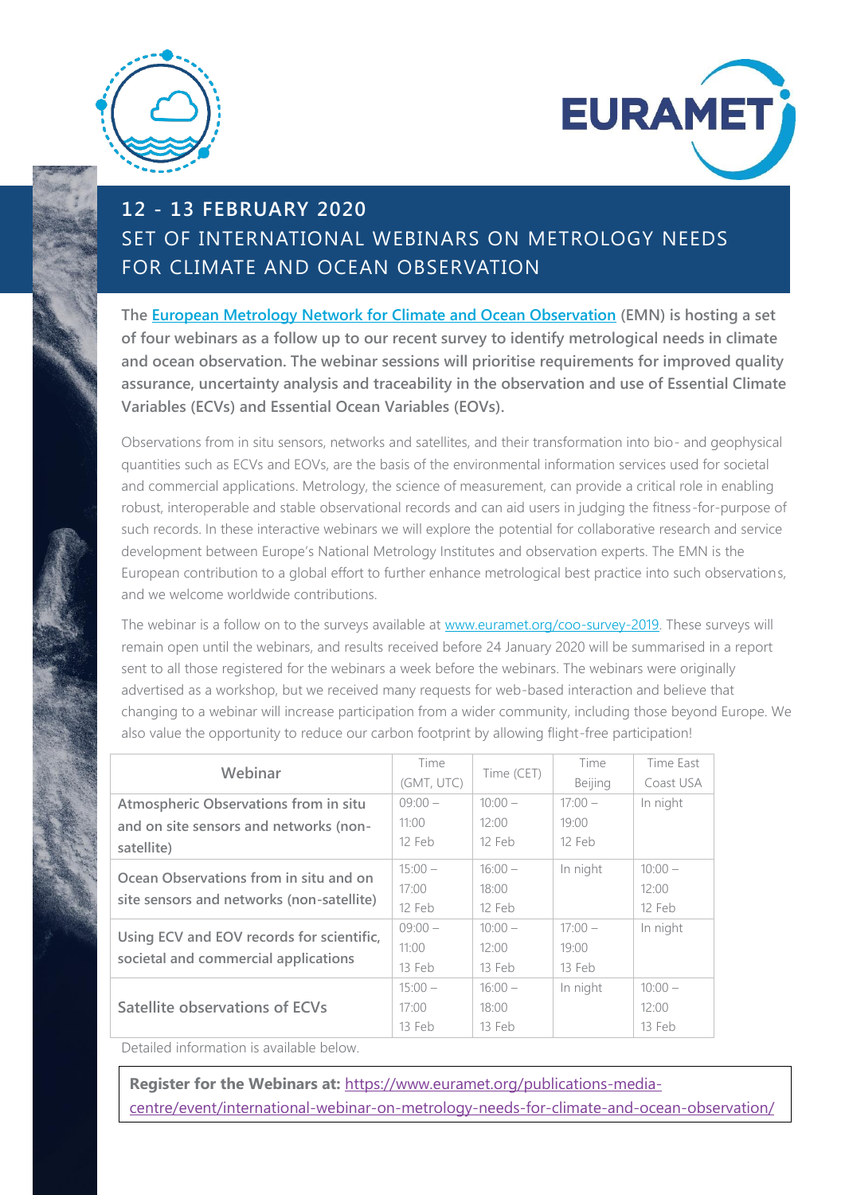# 12 - 13 FEBRUARY 2020

## SET OF INTERNATIONAL WEBINARS ON METROLOGY NEEDS FOR CLIMATE AND OCEAN OBSERVATION

**The European Metrology Network for Climate and Ocean Observation (EMN) is hosting a set of four webinars as a follow up to our recent survey to identify metrological needs in climate and ocean observation. The webinar sessions will prioritise requirements for improved quality assurance, uncertainty analysis and traceability in the observation and use of Essential Climate Variables (ECVs) and Essential Ocean Variables (EOVs).**

Observations from in situ sensors, networks and satellites, and their transformation into bio- and geophysical quantities such as ECVs and EOVs, are the basis of the environmental information services used for societal and commercial applications. Metrology, the science of measurement, can provide a critical role in enabling robust, interoperable and stable observational records and can aid users in judging the fitness-for-purpose of such records. In these interactive webinars we will explore the potential for collaborative research and service development between Europe's National Metrology Institutes and observation experts. The EMN is the European contribution to a global effort to further enhance metrological best practice into such observations, and we welcome worldwide contributions.

The webinar is a follow on to the surveys available at www.euramet.org/coo-survey-2019. These surveys will remain open until the webinars, and results received before 24 January 2020 will be summarised in a report sent to all those registered for the webinars a week before the webinars. The webinars were originally advertised as a workshop, but we received many requests for web-based interaction and believe that changing to a webinar will increase participation from a wider community, including those beyond Europe. We also value the opportunity to reduce our carbon footprint by allowing flight-free participation!

| Webinar | Time (GMT, UTC) | Time (CET) | Time Beijing | Time East Coast USA |
|---|---|---|---|---|
| **Atmospheric Observations from in situ and on site sensors and networks (non-satellite)** | 09:00 – 11:00 12 Feb | 10:00 – 12:00 12 Feb | 17:00 – 19:00 12 Feb | In night |
| **Ocean Observations from in situ and on site sensors and networks (non-satellite)** | 15:00 – 17:00 12 Feb | 16:00 – 18:00 12 Feb | In night | 10:00 – 12:00 12 Feb |
| **Using ECV and EOV records for scientific, societal and commercial applications** | 09:00 – 11:00 13 Feb | 10:00 – 12:00 13 Feb | 17:00 – 19:00 13 Feb | In night |
| **Satellite observations of ECVs** | 15:00 – 17:00 13 Feb | 16:00 – 18:00 13 Feb | In night | 10:00 – 12:00 13 Feb |

Detailed information is available below.

**Register for the Webinars at:** https://www.euramet.org/publications-media-centre/event/international-webinar-on-metrology-needs-for-climate-and-ocean-observation/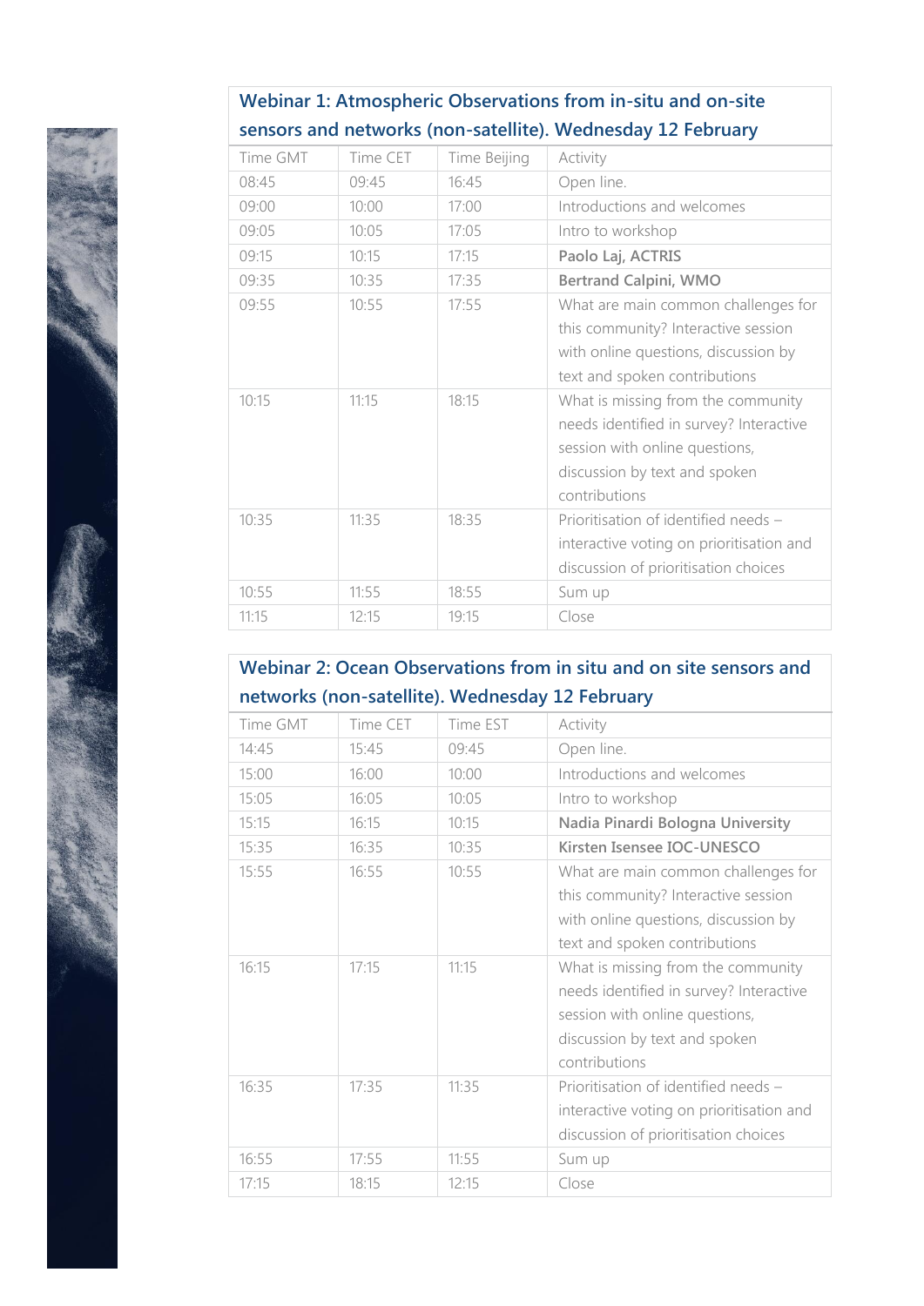## Webinar 1: Atmospheric Observations from in-situ and on-site sensors and networks (non-satellite). Wednesday 12 February

| Time GMT | Time CET | Time Beijing | Activity |
|---|---|---|---|
| 08:45 | 09:45 | 16:45 | Open line. |
| 09:00 | 10:00 | 17:00 | Introductions and welcomes |
| 09:05 | 10:05 | 17:05 | Intro to workshop |
| 09:15 | 10:15 | 17:15 | **Paolo Laj, ACTRIS** |
| 09:35 | 10:35 | 17:35 | **Bertrand Calpini, WMO** |
| 09:55 | 10:55 | 17:55 | What are main common challenges for this community? Interactive session with online questions, discussion by text and spoken contributions |
| 10:15 | 11:15 | 18:15 | What is missing from the community needs identified in survey? Interactive session with online questions, discussion by text and spoken contributions |
| 10:35 | 11:35 | 18:35 | Prioritisation of identified needs – interactive voting on prioritisation and discussion of prioritisation choices |
| 10:55 | 11:55 | 18:55 | Sum up |
| 11:15 | 12:15 | 19:15 | Close |

## Webinar 2: Ocean Observations from in situ and on site sensors and networks (non-satellite). Wednesday 12 February

| Time GMT | Time CET | Time EST | Activity |
|---|---|---|---|
| 14:45 | 15:45 | 09:45 | Open line. |
| 15:00 | 16:00 | 10:00 | Introductions and welcomes |
| 15:05 | 16:05 | 10:05 | Intro to workshop |
| 15:15 | 16:15 | 10:15 | **Nadia Pinardi Bologna University** |
| 15:35 | 16:35 | 10:35 | **Kirsten Isensee IOC-UNESCO** |
| 15:55 | 16:55 | 10:55 | What are main common challenges for this community? Interactive session with online questions, discussion by text and spoken contributions |
| 16:15 | 17:15 | 11:15 | What is missing from the community needs identified in survey? Interactive session with online questions, discussion by text and spoken contributions |
| 16:35 | 17:35 | 11:35 | Prioritisation of identified needs – interactive voting on prioritisation and discussion of prioritisation choices |
| 16:55 | 17:55 | 11:55 | Sum up |
| 17:15 | 18:15 | 12:15 | Close |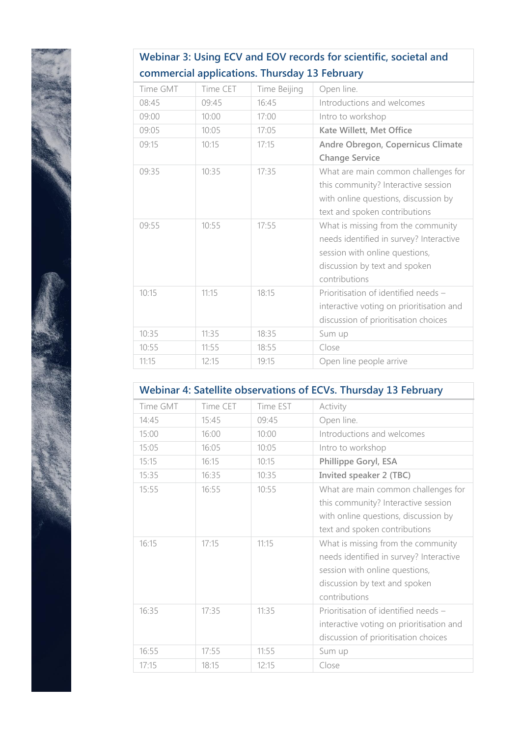## Webinar 3: Using ECV and EOV records for scientific, societal and commercial applications. Thursday 13 February

| Time GMT | Time CET | Time Beijing | Open line. |
|---|---|---|---|
| 08:45 | 09:45 | 16:45 | Introductions and welcomes |
| 09:00 | 10:00 | 17:00 | Intro to workshop |
| 09:05 | 10:05 | 17:05 | **Kate Willett, Met Office** |
| 09:15 | 10:15 | 17:15 | **Andre Obregon, Copernicus Climate Change Service** |
| 09:35 | 10:35 | 17:35 | What are main common challenges for this community? Interactive session with online questions, discussion by text and spoken contributions |
| 09:55 | 10:55 | 17:55 | What is missing from the community needs identified in survey? Interactive session with online questions, discussion by text and spoken contributions |
| 10:15 | 11:15 | 18:15 | Prioritisation of identified needs – interactive voting on prioritisation and discussion of prioritisation choices |
| 10:35 | 11:35 | 18:35 | Sum up |
| 10:55 | 11:55 | 18:55 | Close |
| 11:15 | 12:15 | 19:15 | Open line people arrive |

## Webinar 4: Satellite observations of ECVs. Thursday 13 February

| Time GMT | Time CET | Time EST | Activity |
|---|---|---|---|
| 14:45 | 15:45 | 09:45 | Open line. |
| 15:00 | 16:00 | 10:00 | Introductions and welcomes |
| 15:05 | 16:05 | 10:05 | Intro to workshop |
| 15:15 | 16:15 | 10:15 | **Phillippe Goryl, ESA** |
| 15:35 | 16:35 | 10:35 | **Invited speaker 2 (TBC)** |
| 15:55 | 16:55 | 10:55 | What are main common challenges for this community? Interactive session with online questions, discussion by text and spoken contributions |
| 16:15 | 17:15 | 11:15 | What is missing from the community needs identified in survey? Interactive session with online questions, discussion by text and spoken contributions |
| 16:35 | 17:35 | 11:35 | Prioritisation of identified needs – interactive voting on prioritisation and discussion of prioritisation choices |
| 16:55 | 17:55 | 11:55 | Sum up |
| 17:15 | 18:15 | 12:15 | Close |